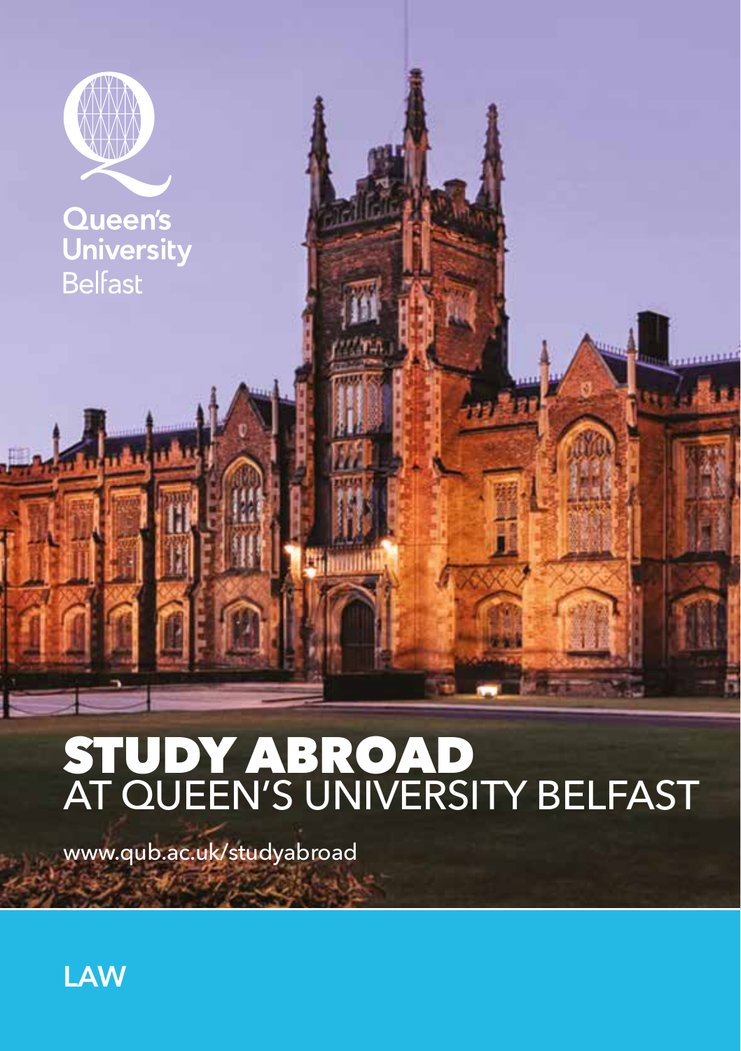Queen's University Belfast

# STUDY ABROAD
## AT QUEEN'S UNIVERSITY BELFAST

www.qub.ac.uk/studyabroad

## LAW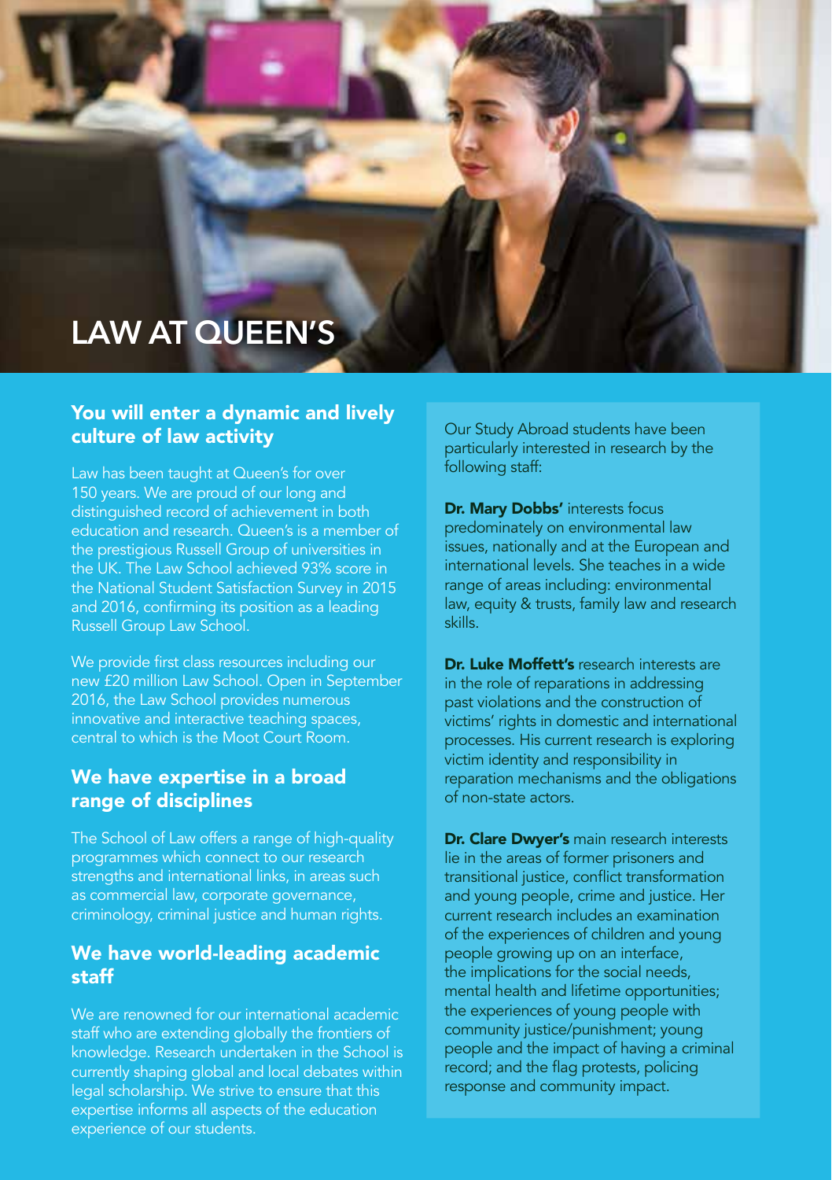# LAW AT QUEEN'S

## You will enter a dynamic and lively culture of law activity

Law has been taught at Queen's for over 150 years. We are proud of our long and distinguished record of achievement in both education and research. Queen's is a member of the prestigious Russell Group of universities in the UK. The Law School achieved 93% score in the National Student Satisfaction Survey in 2015 and 2016, confirming its position as a leading Russell Group Law School.

We provide first class resources including our new £20 million Law School. Open in September 2016, the Law School provides numerous innovative and interactive teaching spaces, central to which is the Moot Court Room.

## We have expertise in a broad range of disciplines

The School of Law offers a range of high-quality programmes which connect to our research strengths and international links, in areas such as commercial law, corporate governance, criminology, criminal justice and human rights.

## We have world-leading academic staff

We are renowned for our international academic staff who are extending globally the frontiers of knowledge. Research undertaken in the School is currently shaping global and local debates within legal scholarship. We strive to ensure that this expertise informs all aspects of the education experience of our students.

Our Study Abroad students have been particularly interested in research by the following staff:

**Dr. Mary Dobbs'** interests focus predominately on environmental law issues, nationally and at the European and international levels. She teaches in a wide range of areas including: environmental law, equity & trusts, family law and research skills.

**Dr. Luke Moffett's** research interests are in the role of reparations in addressing past violations and the construction of victims' rights in domestic and international processes. His current research is exploring victim identity and responsibility in reparation mechanisms and the obligations of non-state actors.

**Dr. Clare Dwyer's** main research interests lie in the areas of former prisoners and transitional justice, conflict transformation and young people, crime and justice. Her current research includes an examination of the experiences of children and young people growing up on an interface, the implications for the social needs, mental health and lifetime opportunities; the experiences of young people with community justice/punishment; young people and the impact of having a criminal record; and the flag protests, policing response and community impact.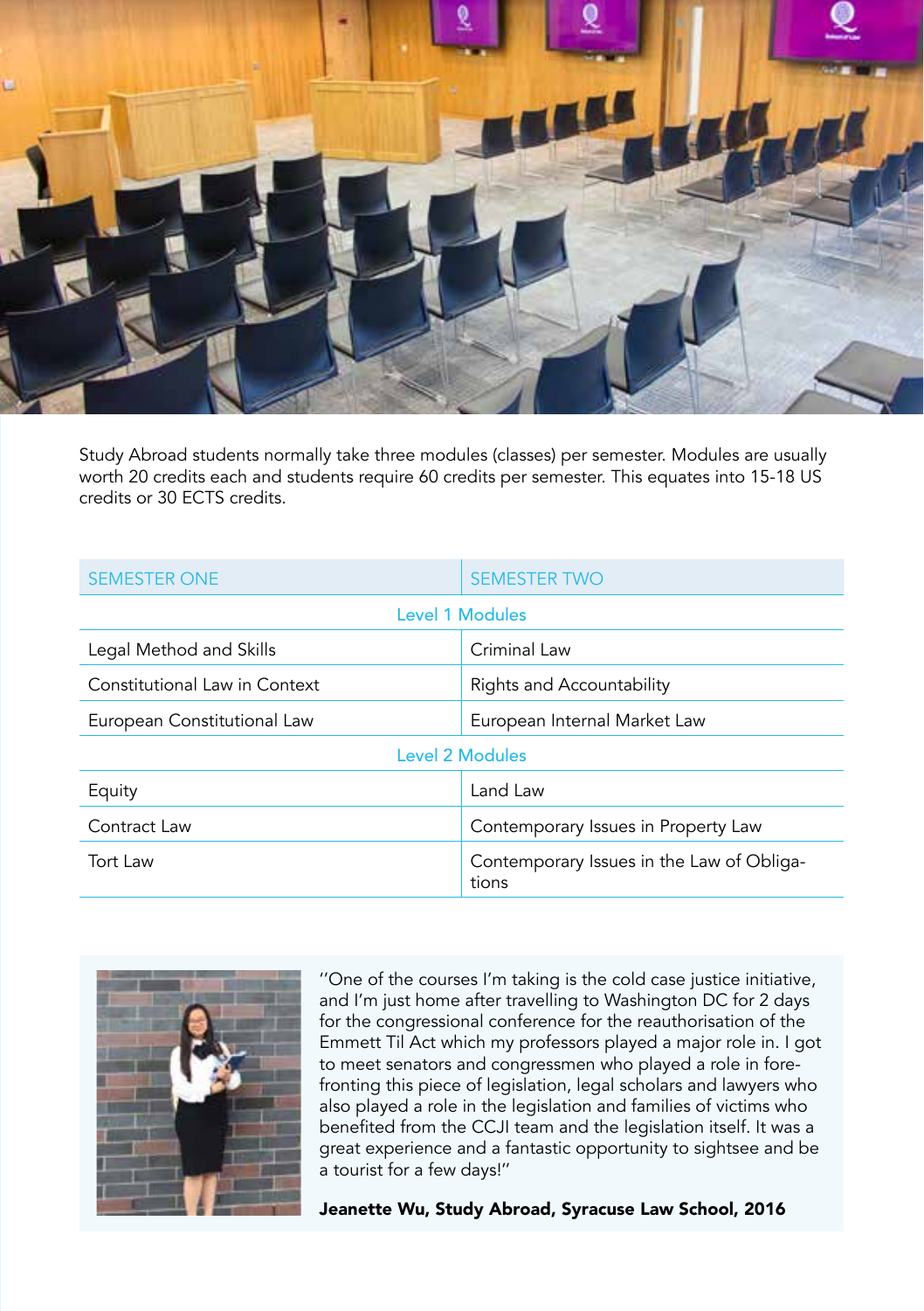Study Abroad students normally take three modules (classes) per semester. Modules are usually worth 20 credits each and students require 60 credits per semester. This equates into 15-18 US credits or 30 ECTS credits.

| SEMESTER ONE | SEMESTER TWO |
|---|---|
| **Level 1 Modules** | |
| Legal Method and Skills | Criminal Law |
| Constitutional Law in Context | Rights and Accountability |
| European Constitutional Law | European Internal Market Law |
| **Level 2 Modules** | |
| Equity | Land Law |
| Contract Law | Contemporary Issues in Property Law |
| Tort Law | Contemporary Issues in the Law of Obligations |

"One of the courses I'm taking is the cold case justice initiative, and I'm just home after travelling to Washington DC for 2 days for the congressional conference for the reauthorisation of the Emmett Til Act which my professors played a major role in. I got to meet senators and congressmen who played a role in forefronting this piece of legislation, legal scholars and lawyers who also played a role in the legislation and families of victims who benefited from the CCJI team and the legislation itself. It was a great experience and a fantastic opportunity to sightsee and be a tourist for a few days!"

**Jeanette Wu, Study Abroad, Syracuse Law School, 2016**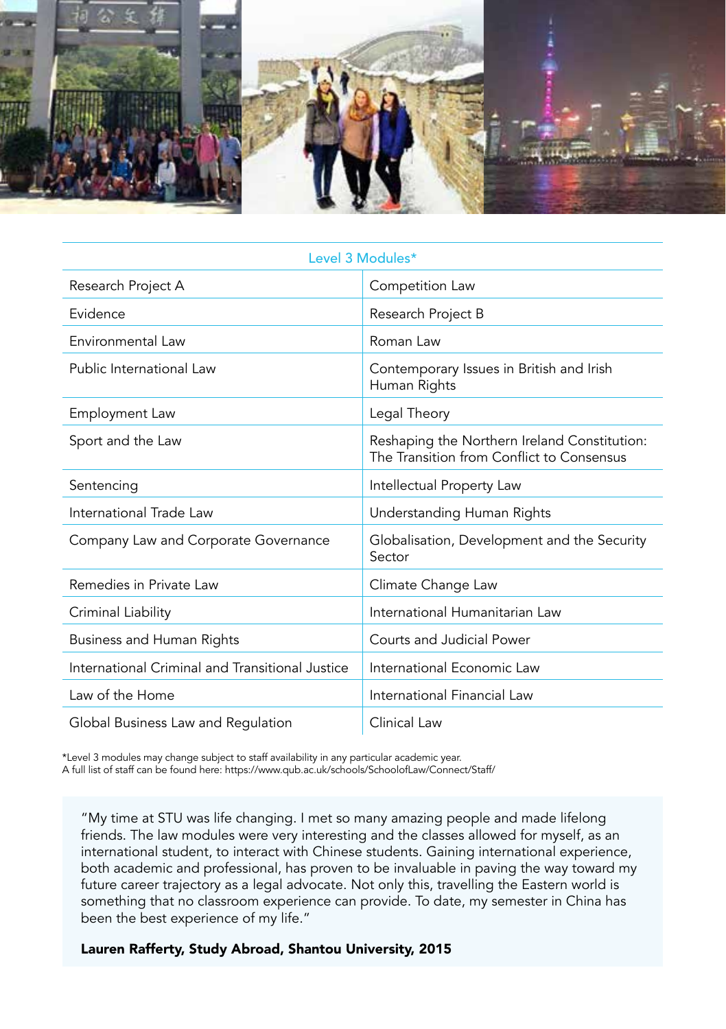| Level 3 Modules* | |
|---|---|
| Research Project A | Competition Law |
| Evidence | Research Project B |
| Environmental Law | Roman Law |
| Public International Law | Contemporary Issues in British and Irish Human Rights |
| Employment Law | Legal Theory |
| Sport and the Law | Reshaping the Northern Ireland Constitution: The Transition from Conflict to Consensus |
| Sentencing | Intellectual Property Law |
| International Trade Law | Understanding Human Rights |
| Company Law and Corporate Governance | Globalisation, Development and the Security Sector |
| Remedies in Private Law | Climate Change Law |
| Criminal Liability | International Humanitarian Law |
| Business and Human Rights | Courts and Judicial Power |
| International Criminal and Transitional Justice | International Economic Law |
| Law of the Home | International Financial Law |
| Global Business Law and Regulation | Clinical Law |

*Level 3 modules may change subject to staff availability in any particular academic year.
A full list of staff can be found here: https://www.qub.ac.uk/schools/SchoolofLaw/Connect/Staff/

"My time at STU was life changing. I met so many amazing people and made lifelong friends. The law modules were very interesting and the classes allowed for myself, as an international student, to interact with Chinese students. Gaining international experience, both academic and professional, has proven to be invaluable in paving the way toward my future career trajectory as a legal advocate. Not only this, travelling the Eastern world is something that no classroom experience can provide. To date, my semester in China has been the best experience of my life."

**Lauren Rafferty, Study Abroad, Shantou University, 2015**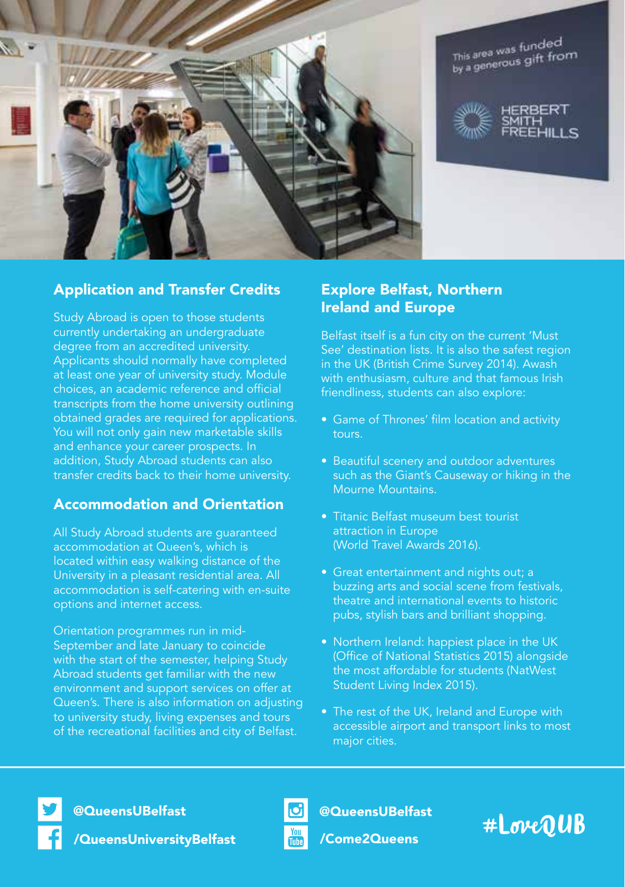## Application and Transfer Credits

Study Abroad is open to those students currently undertaking an undergraduate degree from an accredited university. Applicants should normally have completed at least one year of university study. Module choices, an academic reference and official transcripts from the home university outlining obtained grades are required for applications. You will not only gain new marketable skills and enhance your career prospects. In addition, Study Abroad students can also transfer credits back to their home university.

## Accommodation and Orientation

All Study Abroad students are guaranteed accommodation at Queen's, which is located within easy walking distance of the University in a pleasant residential area. All accommodation is self-catering with en-suite options and internet access.

Orientation programmes run in mid-September and late January to coincide with the start of the semester, helping Study Abroad students get familiar with the new environment and support services on offer at Queen's. There is also information on adjusting to university study, living expenses and tours of the recreational facilities and city of Belfast.

## Explore Belfast, Northern Ireland and Europe

Belfast itself is a fun city on the current 'Must See' destination lists. It is also the safest region in the UK (British Crime Survey 2014). Awash with enthusiasm, culture and that famous Irish friendliness, students can also explore:

- Game of Thrones' film location and activity tours.
- Beautiful scenery and outdoor adventures such as the Giant's Causeway or hiking in the Mourne Mountains.
- Titanic Belfast museum best tourist attraction in Europe (World Travel Awards 2016).
- Great entertainment and nights out; a buzzing arts and social scene from festivals, theatre and international events to historic pubs, stylish bars and brilliant shopping.
- Northern Ireland: happiest place in the UK (Office of National Statistics 2015) alongside the most affordable for students (NatWest Student Living Index 2015).
- The rest of the UK, Ireland and Europe with accessible airport and transport links to most major cities.

@QueensUBelfast

/QueensUniversityBelfast

@QueensUBelfast

/Come2Queens

#LoveQUB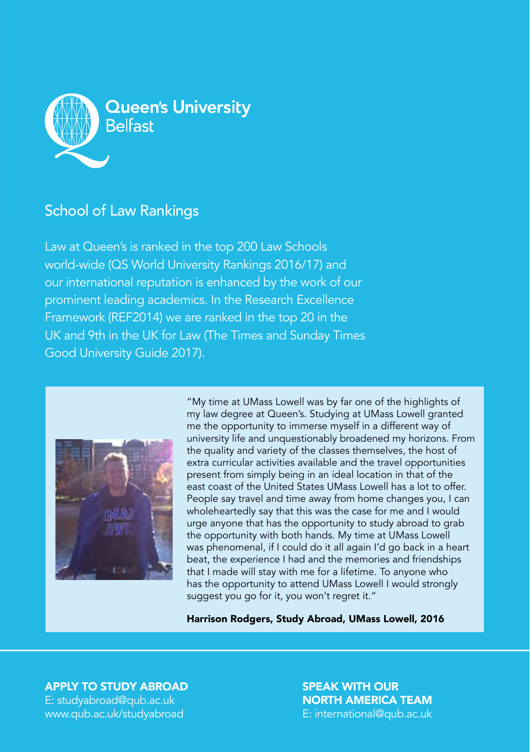Queen's University Belfast

## School of Law Rankings

Law at Queen's is ranked in the top 200 Law Schools world-wide (QS World University Rankings 2016/17) and our international reputation is enhanced by the work of our prominent leading academics. In the Research Excellence Framework (REF2014) we are ranked in the top 20 in the UK and 9th in the UK for Law (The Times and Sunday Times Good University Guide 2017).

"My time at UMass Lowell was by far one of the highlights of my law degree at Queen's. Studying at UMass Lowell granted me the opportunity to immerse myself in a different way of university life and unquestionably broadened my horizons. From the quality and variety of the classes themselves, the host of extra curricular activities available and the travel opportunities present from simply being in an ideal location in that of the east coast of the United States UMass Lowell has a lot to offer. People say travel and time away from home changes you, I can wholeheartedly say that this was the case for me and I would urge anyone that has the opportunity to study abroad to grab the opportunity with both hands. My time at UMass Lowell was phenomenal, if I could do it all again I'd go back in a heart beat, the experience I had and the memories and friendships that I made will stay with me for a lifetime. To anyone who has the opportunity to attend UMass Lowell I would strongly suggest you go for it, you won't regret it."

**Harrison Rodgers, Study Abroad, UMass Lowell, 2016**

**APPLY TO STUDY ABROAD**
E: studyabroad@qub.ac.uk
www.qub.ac.uk/studyabroad

**SPEAK WITH OUR NORTH AMERICA TEAM**
E: international@qub.ac.uk